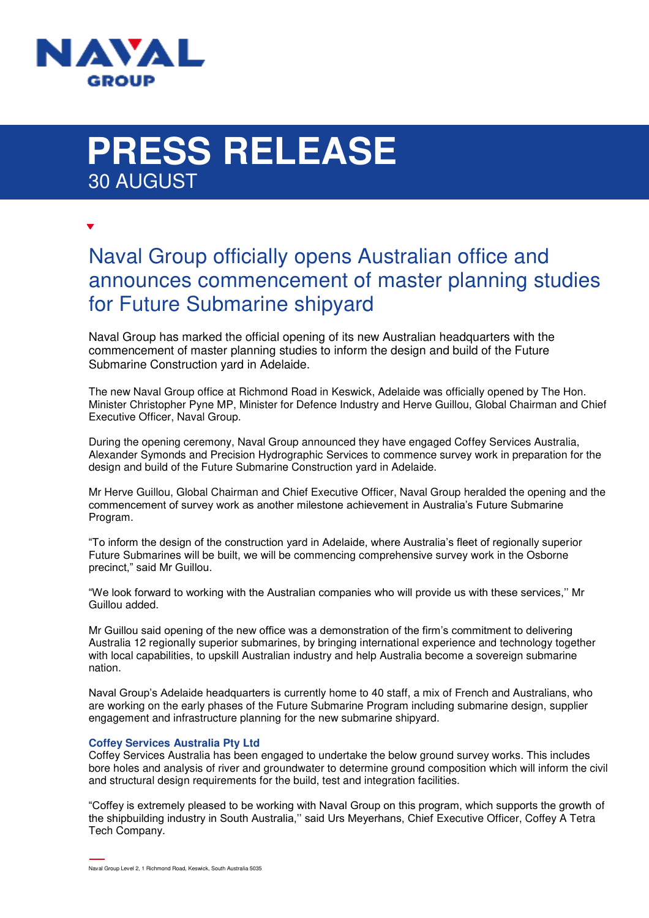NAVAL GROUP

# PRESS RELEASE

30 AUGUST

## Naval Group officially opens Australian office and announces commencement of master planning studies for Future Submarine shipyard

Naval Group has marked the official opening of its new Australian headquarters with the commencement of master planning studies to inform the design and build of the Future Submarine Construction yard in Adelaide.

The new Naval Group office at Richmond Road in Keswick, Adelaide was officially opened by The Hon. Minister Christopher Pyne MP, Minister for Defence Industry and Herve Guillou, Global Chairman and Chief Executive Officer, Naval Group.

During the opening ceremony, Naval Group announced they have engaged Coffey Services Australia, Alexander Symonds and Precision Hydrographic Services to commence survey work in preparation for the design and build of the Future Submarine Construction yard in Adelaide.

Mr Herve Guillou, Global Chairman and Chief Executive Officer, Naval Group heralded the opening and the commencement of survey work as another milestone achievement in Australia's Future Submarine Program.

"To inform the design of the construction yard in Adelaide, where Australia's fleet of regionally superior Future Submarines will be built, we will be commencing comprehensive survey work in the Osborne precinct," said Mr Guillou.

"We look forward to working with the Australian companies who will provide us with these services,'' Mr Guillou added.

Mr Guillou said opening of the new office was a demonstration of the firm's commitment to delivering Australia 12 regionally superior submarines, by bringing international experience and technology together with local capabilities, to upskill Australian industry and help Australia become a sovereign submarine nation.

Naval Group's Adelaide headquarters is currently home to 40 staff, a mix of French and Australians, who are working on the early phases of the Future Submarine Program including submarine design, supplier engagement and infrastructure planning for the new submarine shipyard.

**Coffey Services Australia Pty Ltd**

Coffey Services Australia has been engaged to undertake the below ground survey works. This includes bore holes and analysis of river and groundwater to determine ground composition which will inform the civil and structural design requirements for the build, test and integration facilities.

"Coffey is extremely pleased to be working with Naval Group on this program, which supports the growth of the shipbuilding industry in South Australia,'' said Urs Meyerhans, Chief Executive Officer, Coffey A Tetra Tech Company.

Naval Group Level 2, 1 Richmond Road, Keswick, South Australia 5035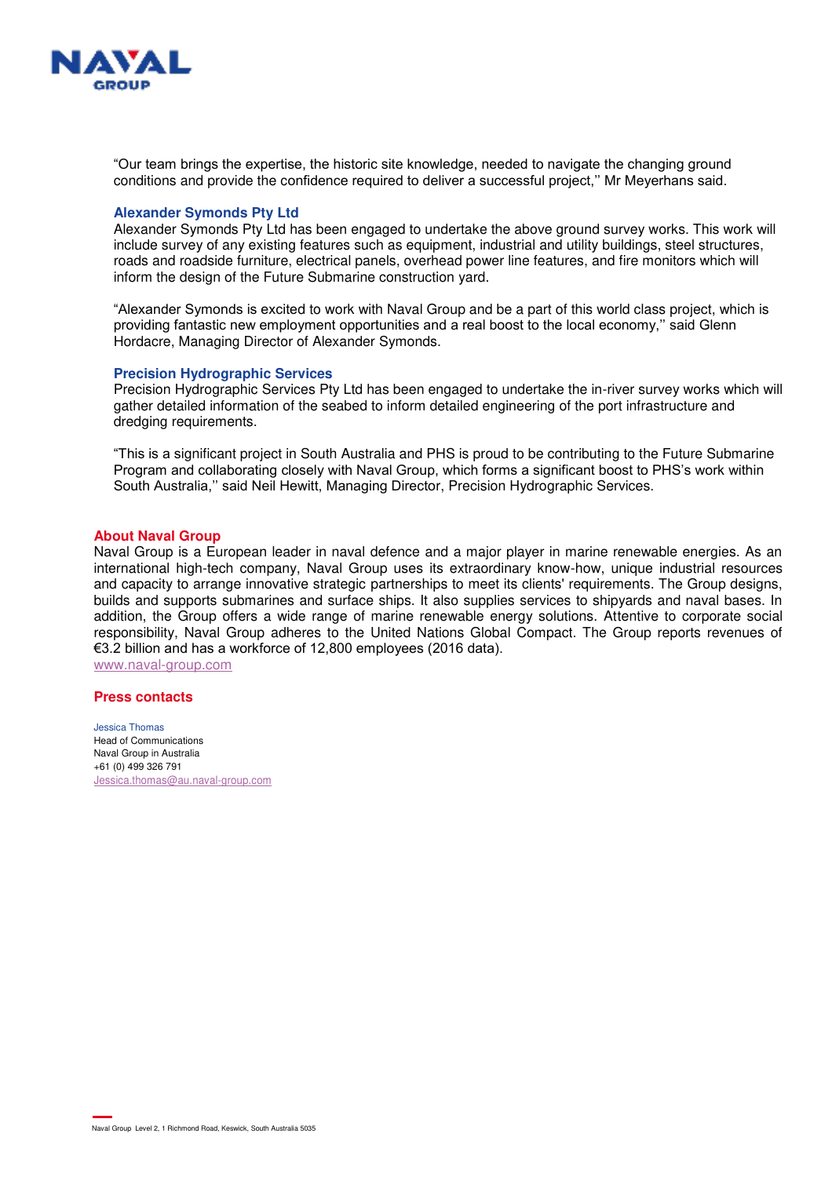"Our team brings the expertise, the historic site knowledge, needed to navigate the changing ground conditions and provide the confidence required to deliver a successful project,'' Mr Meyerhans said.

### Alexander Symonds Pty Ltd

Alexander Symonds Pty Ltd has been engaged to undertake the above ground survey works. This work will include survey of any existing features such as equipment, industrial and utility buildings, steel structures, roads and roadside furniture, electrical panels, overhead power line features, and fire monitors which will inform the design of the Future Submarine construction yard.

"Alexander Symonds is excited to work with Naval Group and be a part of this world class project, which is providing fantastic new employment opportunities and a real boost to the local economy,'' said Glenn Hordacre, Managing Director of Alexander Symonds.

### Precision Hydrographic Services

Precision Hydrographic Services Pty Ltd has been engaged to undertake the in-river survey works which will gather detailed information of the seabed to inform detailed engineering of the port infrastructure and dredging requirements.

"This is a significant project in South Australia and PHS is proud to be contributing to the Future Submarine Program and collaborating closely with Naval Group, which forms a significant boost to PHS's work within South Australia,'' said Neil Hewitt, Managing Director, Precision Hydrographic Services.

## About Naval Group

Naval Group is a European leader in naval defence and a major player in marine renewable energies. As an international high-tech company, Naval Group uses its extraordinary know-how, unique industrial resources and capacity to arrange innovative strategic partnerships to meet its clients' requirements. The Group designs, builds and supports submarines and surface ships. It also supplies services to shipyards and naval bases. In addition, the Group offers a wide range of marine renewable energy solutions. Attentive to corporate social responsibility, Naval Group adheres to the United Nations Global Compact. The Group reports revenues of €3.2 billion and has a workforce of 12,800 employees (2016 data).

www.naval-group.com

## Press contacts

Jessica Thomas
Head of Communications
Naval Group in Australia
+61 (0) 499 326 791
Jessica.thomas@au.naval-group.com

Naval Group Level 2, 1 Richmond Road, Keswick, South Australia 5035